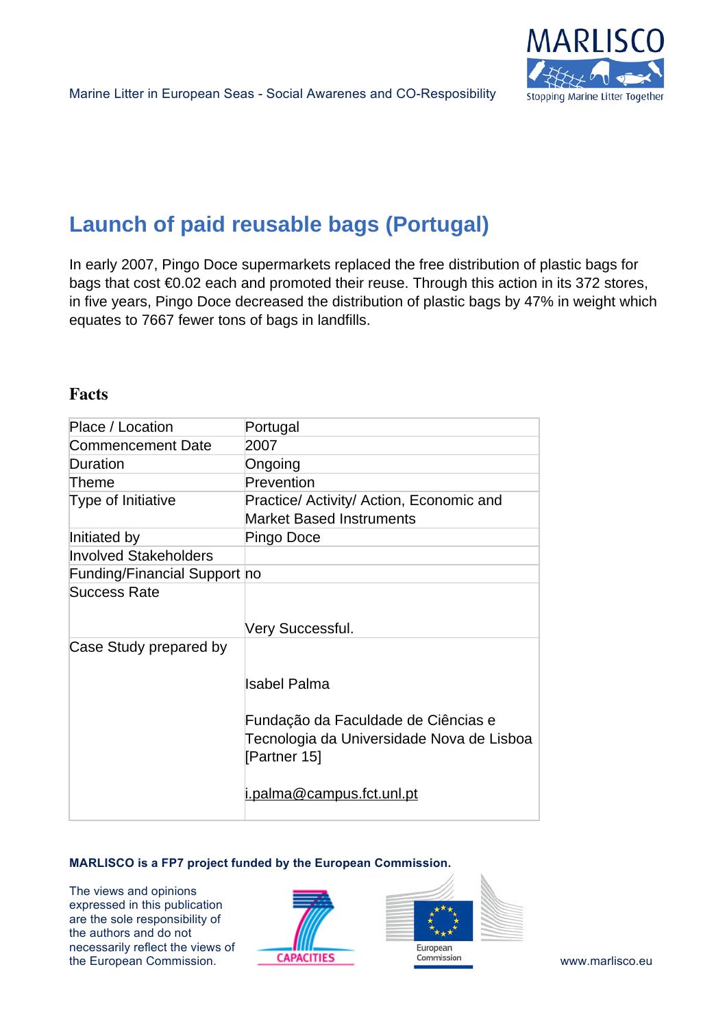# Launch of paid reusable bags (Portugal)

In early 2007, Pingo Doce supermarkets replaced the free distribution of plastic bags for bags that cost €0.02 each and promoted their reuse. Through this action in its 372 stores, in five years, Pingo Doce decreased the distribution of plastic bags by 47% in weight which equates to 7667 fewer tons of bags in landfills.

## Facts

| Place / Location | Portugal |
|---|---|
| Commencement Date | 2007 |
| Duration | Ongoing |
| Theme | Prevention |
| Type of Initiative | Practice/ Activity/ Action, Economic and Market Based Instruments |
| Initiated by | Pingo Doce |
| Involved Stakeholders | |
| Funding/Financial Support | no |
| Success Rate | Very Successful. |
| Case Study prepared by | Isabel Palma<br><br>Fundação da Faculdade de Ciências e Tecnologia da Universidade Nova de Lisboa [Partner 15]<br><br>i.palma@campus.fct.unl.pt |

**MARLISCO is a FP7 project funded by the European Commission.**

The views and opinions expressed in this publication are the sole responsibility of the authors and do not necessarily reflect the views of the European Commission.

www.marlisco.eu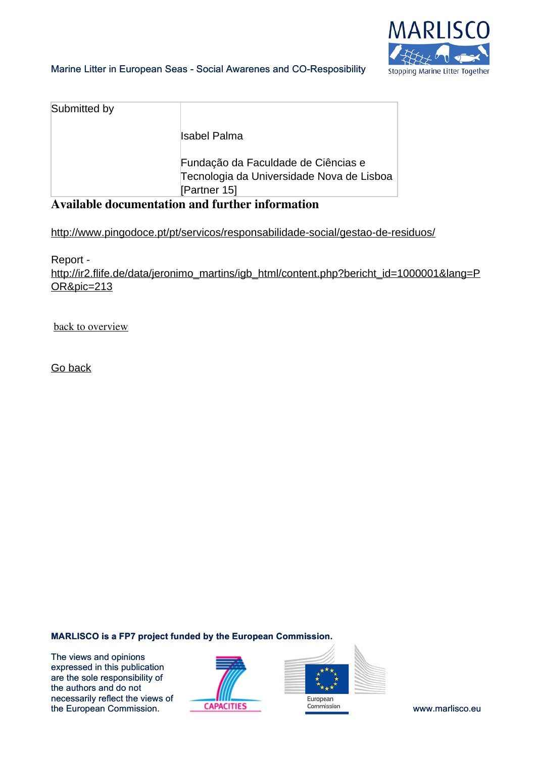| | |
|---|---|
| Submitted by | Isabel Palma<br><br>Fundação da Faculdade de Ciências e Tecnologia da Universidade Nova de Lisboa [Partner 15] |

## Available documentation and further information

http://www.pingodoce.pt/pt/servicos/responsabilidade-social/gestao-de-residuos/

Report - http://ir2.flife.de/data/jeronimo_martins/igb_html/content.php?bericht_id=1000001&lang=POR&pic=213

back to overview

Go back

**MARLISCO is a FP7 project funded by the European Commission.**

The views and opinions expressed in this publication are the sole responsibility of the authors and do not necessarily reflect the views of the European Commission.

www.marlisco.eu